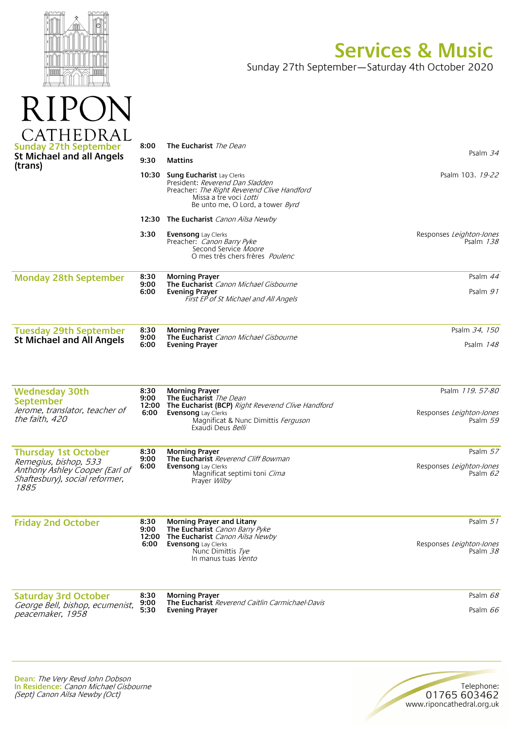# RIPON CATHEDRAL

# Services & Music

Sunday 27th September—Saturday 4th October 2020

## Sunday 27th September
**St Michael and all Angels (trans)**

| Time | Service | Music |
|---|---|---|
| 8:00 | **The Eucharist** *The Dean* | |
| 9:30 | **Mattins** | Psalm *34* |
| 10:30 | **Sung Eucharist** Lay Clerks<br>President: *Reverend Dan Sladden*<br>Preacher: *The Right Reverend Clive Handford*<br>Missa a tre voci *Lotti*<br>Be unto me, O Lord, a tower *Byrd* | Psalm 103. *19-22* |
| 12:30 | **The Eucharist** *Canon Ailsa Newby* | |
| 3:30 | **Evensong** Lay Clerks<br>Preacher: *Canon Barry Pyke*<br>Second Service *Moore*<br>O mes très chers frères *Poulenc* | Responses *Leighton-Jones*<br>Psalm *138* |

## Monday 28th September

| Time | Service | Music |
|---|---|---|
| 8:30 | **Morning Prayer** | Psalm *44* |
| 9:00 | **The Eucharist** *Canon Michael Gisbourne* | |
| 6:00 | **Evening Prayer**<br>*First EP of St Michael and All Angels* | Psalm *91* |

## Tuesday 29th September
**St Michael and All Angels**

| Time | Service | Music |
|---|---|---|
| 8:30 | **Morning Prayer** | Psalm *34, 150* |
| 9:00 | **The Eucharist** *Canon Michael Gisbourne* | |
| 6:00 | **Evening Prayer** | Psalm *148* |

## Wednesday 30th September
*Jerome, translator, teacher of the faith, 420*

| Time | Service | Music |
|---|---|---|
| 8:30 | **Morning Prayer** | Psalm *119. 57-80* |
| 9:00 | **The Eucharist** *The Dean* | |
| 12:00 | **The Eucharist (BCP)** *Right Reverend Clive Handford* | |
| 6:00 | **Evensong** Lay Clerks<br>Magnificat & Nunc Dimittis *Ferguson*<br>Exaudi Deus *Belli* | Responses *Leighton-Jones*<br>Psalm *59* |

## Thursday 1st October
*Remegius, bishop, 533*
*Anthony Ashley Cooper (Earl of Shaftesbury), social reformer, 1885*

| Time | Service | Music |
|---|---|---|
| 8:30 | **Morning Prayer** | Psalm *57* |
| 9:00 | **The Eucharist** *Reverend Cliff Bowman* | |
| 6:00 | **Evensong** Lay Clerks<br>Magnificat septimi toni *Cima*<br>Prayer *Wilby* | Responses *Leighton-Jones*<br>Psalm *62* |

## Friday 2nd October

| Time | Service | Music |
|---|---|---|
| 8:30 | **Morning Prayer and Litany** | Psalm *51* |
| 9:00 | **The Eucharist** *Canon Barry Pyke* | |
| 12:00 | **The Eucharist** *Canon Ailsa Newby* | |
| 6:00 | **Evensong** Lay Clerks<br>Nunc Dimittis *Tye*<br>In manus tuas *Vento* | Responses *Leighton-Jones*<br>Psalm *38* |

## Saturday 3rd October
*George Bell, bishop, ecumenist, peacemaker, 1958*

| Time | Service | Music |
|---|---|---|
| 8:30 | **Morning Prayer** | Psalm *68* |
| 9:00 | **The Eucharist** *Reverend Caitlin Carmichael-Davis* | |
| 5:30 | **Evening Prayer** | Psalm *66* |

**Dean:** *The Very Revd John Dobson*
**In Residence:** *Canon Michael Gisbourne (Sept) Canon Ailsa Newby (Oct)*

Telephone:
01765 603462
www.riponcathedral.org.uk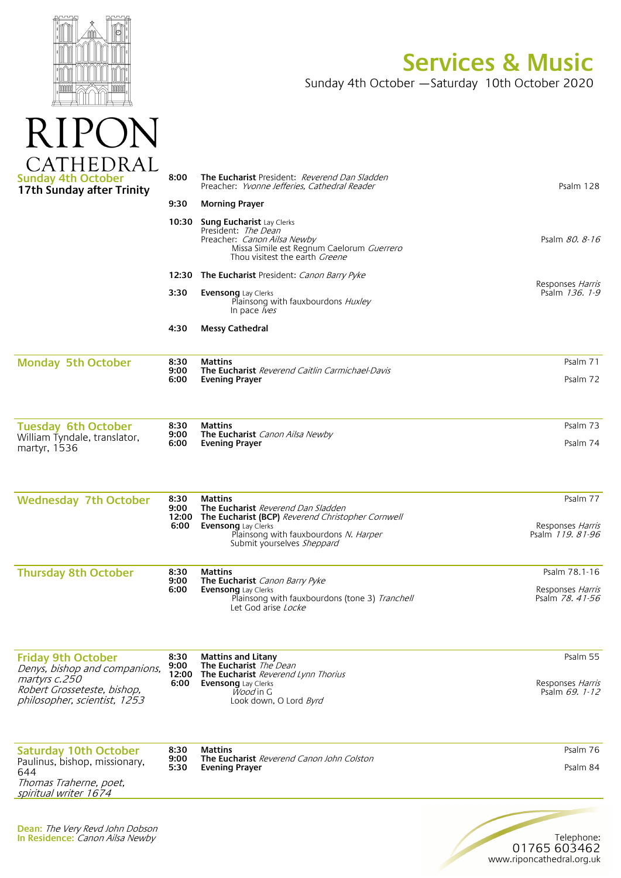RIPON CATHEDRAL

# Services & Music

Sunday 4th October —Saturday 10th October 2020

## Sunday 4th October
**17th Sunday after Trinity**

| | | | |
|---|---|---|---|
| **8:00** | **The Eucharist** President: *Reverend Dan Sladden*<br>Preacher: *Yvonne Jefferies, Cathedral Reader* | Psalm 128 |
| **9:30** | **Morning Prayer** | |
| **10:30** | **Sung Eucharist** Lay Clerks<br>President: *The Dean*<br>Preacher: *Canon Ailsa Newby*<br>Missa Simile est Regnum Caelorum *Guerrero*<br>Thou visitest the earth *Greene* | Psalm *80. 8-16* |
| **12:30** | **The Eucharist** President: *Canon Barry Pyke* | |
| **3:30** | **Evensong** Lay Clerks<br>Plainsong with fauxbourdons *Huxley*<br>In pace *Ives* | Responses *Harris*<br>Psalm *136. 1-9* |
| **4:30** | **Messy Cathedral** | |

## Monday 5th October

| | | |
|---|---|---|
| **8:30** | **Mattins** | Psalm 71 |
| **9:00** | **The Eucharist** *Reverend Caitlin Carmichael-Davis* | |
| **6:00** | **Evening Prayer** | Psalm 72 |

## Tuesday 6th October
William Tyndale, translator, martyr, 1536

| | | |
|---|---|---|
| **8:30** | **Mattins** | Psalm 73 |
| **9:00** | **The Eucharist** *Canon Ailsa Newby* | |
| **6:00** | **Evening Prayer** | Psalm 74 |

## Wednesday 7th October

| | | |
|---|---|---|
| **8:30** | **Mattins** | Psalm 77 |
| **9:00** | **The Eucharist** *Reverend Dan Sladden* | |
| **12:00** | **The Eucharist (BCP)** *Reverend Christopher Cornwell* | |
| **6:00** | **Evensong** Lay Clerks<br>Plainsong with fauxbourdons *N. Harper*<br>Submit yourselves *Sheppard* | Responses *Harris*<br>Psalm *119. 81-96* |

## Thursday 8th October

| | | |
|---|---|---|
| **8:30** | **Mattins** | Psalm 78.1-16 |
| **9:00** | **The Eucharist** *Canon Barry Pyke* | |
| **6:00** | **Evensong** Lay Clerks<br>Plainsong with fauxbourdons (tone 3) *Tranchell*<br>Let God arise *Locke* | Responses *Harris*<br>Psalm *78. 41-56* |

## Friday 9th October
*Denys, bishop and companions, martyrs c.250*
*Robert Grosseteste, bishop, philosopher, scientist, 1253*

| | | |
|---|---|---|
| **8:30** | **Mattins and Litany** | Psalm 55 |
| **9:00** | **The Eucharist** *The Dean* | |
| **12:00** | **The Eucharist** *Reverend Lynn Thorius* | |
| **6:00** | **Evensong** Lay Clerks<br>*Wood* in G<br>Look down, O Lord *Byrd* | Responses *Harris*<br>Psalm *69. 1-12* |

## Saturday 10th October
Paulinus, bishop, missionary, 644
*Thomas Traherne, poet, spiritual writer 1674*

| | | |
|---|---|---|
| **8:30** | **Mattins** | Psalm 76 |
| **9:00** | **The Eucharist** *Reverend Canon John Colston* | |
| **5:30** | **Evening Prayer** | Psalm 84 |

**Dean:** *The Very Revd John Dobson*
**In Residence:** *Canon Ailsa Newby*

Telephone:
01765 603462
www.riponcathedral.org.uk